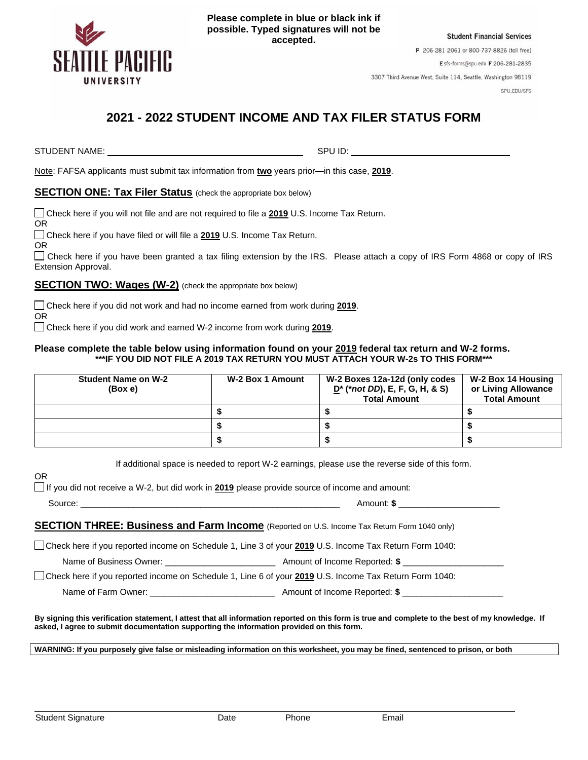**SEATTLE PACIFIC UNIVERSITY**

**Please complete in blue or black ink if possible. Typed signatures will not be accepted.**

**Student Financial Services**
P 206-281-2061 or 800-737-8826 (toll free)
E sfs-forms@spu.edu F 206-281-2835
3307 Third Avenue West, Suite 114, Seattle, Washington 98119
SPU.EDU/SFS

# 2021 - 2022 STUDENT INCOME AND TAX FILER STATUS FORM

STUDENT NAME: ______________________________ SPU ID: ______________________________

Note: FAFSA applicants must submit tax information from **two** years prior—in this case, **2019**.

## SECTION ONE: Tax Filer Status (check the appropriate box below)

☐ Check here if you will not file and are not required to file a **2019** U.S. Income Tax Return.
OR
☐ Check here if you have filed or will file a **2019** U.S. Income Tax Return.
OR
☐ Check here if you have been granted a tax filing extension by the IRS. Please attach a copy of IRS Form 4868 or copy of IRS Extension Approval.

## SECTION TWO: Wages (W-2) (check the appropriate box below)

☐ Check here if you did not work and had no income earned from work during **2019**.
OR
☐ Check here if you did work and earned W-2 income from work during **2019**.

**Please complete the table below using information found on your 2019 federal tax return and W-2 forms.**
**\*\*\*IF YOU DID NOT FILE A 2019 TAX RETURN YOU MUST ATTACH YOUR W-2s TO THIS FORM\*\*\***

| Student Name on W-2 (Box e) | W-2 Box 1 Amount | W-2 Boxes 12a-12d (only codes D* (*not DD), E, F, G, H, & S) Total Amount | W-2 Box 14 Housing or Living Allowance Total Amount |
|---|---|---|---|
| | $ | $ | $ |
| | $ | $ | $ |
| | $ | $ | $ |

If additional space is needed to report W-2 earnings, please use the reverse side of this form.

OR
☐ If you did not receive a W-2, but did work in **2019** please provide source of income and amount:

Source: ______________________________ Amount: **$** ____________________

## SECTION THREE: Business and Farm Income (Reported on U.S. Income Tax Return Form 1040 only)

☐ Check here if you reported income on Schedule 1, Line 3 of your **2019** U.S. Income Tax Return Form 1040:

Name of Business Owner: ______________________ Amount of Income Reported: **$** ____________________

☐ Check here if you reported income on Schedule 1, Line 6 of your **2019** U.S. Income Tax Return Form 1040:

Name of Farm Owner: ______________________ Amount of Income Reported: **$** ____________________

**By signing this verification statement, I attest that all information reported on this form is true and complete to the best of my knowledge. If asked, I agree to submit documentation supporting the information provided on this form.**

**WARNING: If you purposely give false or misleading information on this worksheet, you may be fined, sentenced to prison, or both**

______________________________________________________________________
Student Signature Date Phone Email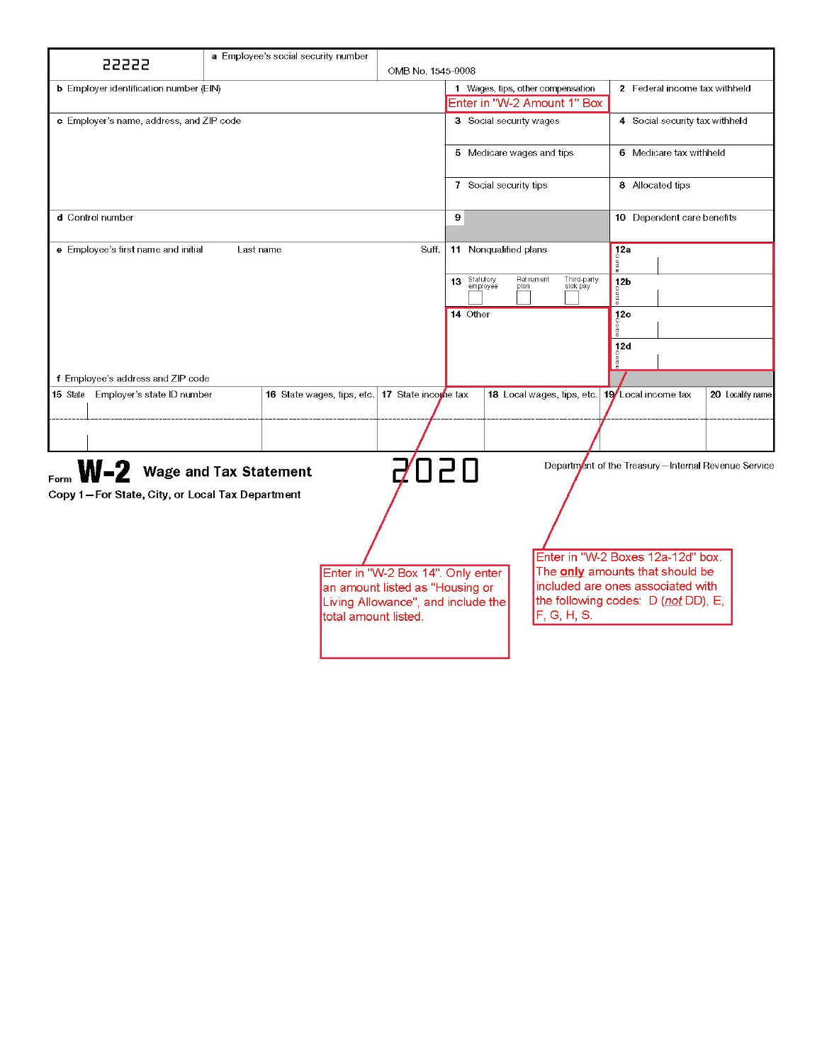22222

a Employee's social security number

OMB No. 1545-0008

| | | |
|---|---|---|
| b Employer identification number (EIN) | 1 Wages, tips, other compensation<br>Enter in "W-2 Amount 1" Box | 2 Federal income tax withheld |
| c Employer's name, address, and ZIP code | 3 Social security wages | 4 Social security tax withheld |
| | 5 Medicare wages and tips | 6 Medicare tax withheld |
| | 7 Social security tips | 8 Allocated tips |
| d Control number | 9 | 10 Dependent care benefits |
| e Employee's first name and initial Last name Suff. | 11 Nonqualified plans | 12a Code |
| | 13 Statutory employee / Retirement plan / Third-party sick pay | 12b Code |
| | 14 Other | 12c Code |
| f Employee's address and ZIP code | | 12d Code |

| 15 State | Employer's state ID number | 16 State wages, tips, etc. | 17 State income tax | 18 Local wages, tips, etc. | 19 Local income tax | 20 Locality name |
|---|---|---|---|---|---|---|
| | | | | | | |
| | | | | | | |

Form **W-2** **Wage and Tax Statement** 2020

Department of the Treasury—Internal Revenue Service

**Copy 1—For State, City, or Local Tax Department**

Enter in "W-2 Box 14". Only enter an amount listed as "Housing or Living Allowance", and include the total amount listed.

Enter in "W-2 Boxes 12a-12d" box. The **only** amounts that should be included are ones associated with the following codes: D (*not* DD), E, F, G, H, S.